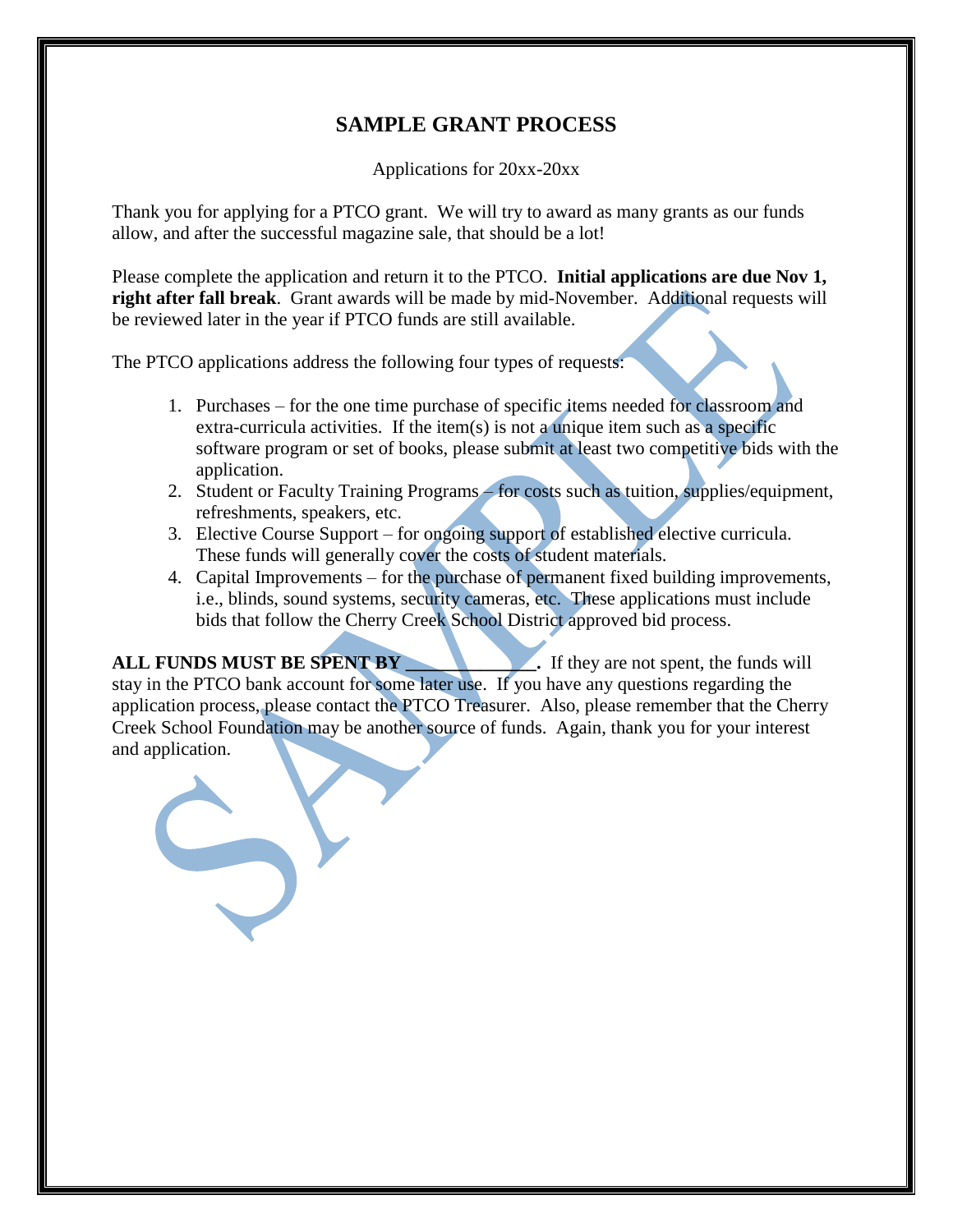# SAMPLE GRANT PROCESS

Applications for 20xx-20xx

Thank you for applying for a PTCO grant. We will try to award as many grants as our funds allow, and after the successful magazine sale, that should be a lot!

Please complete the application and return it to the PTCO. **Initial applications are due Nov 1, right after fall break**. Grant awards will be made by mid-November. Additional requests will be reviewed later in the year if PTCO funds are still available.

The PTCO applications address the following four types of requests:

1. Purchases – for the one time purchase of specific items needed for classroom and extra-curricula activities. If the item(s) is not a unique item such as a specific software program or set of books, please submit at least two competitive bids with the application.
2. Student or Faculty Training Programs – for costs such as tuition, supplies/equipment, refreshments, speakers, etc.
3. Elective Course Support – for ongoing support of established elective curricula. These funds will generally cover the costs of student materials.
4. Capital Improvements – for the purchase of permanent fixed building improvements, i.e., blinds, sound systems, security cameras, etc. These applications must include bids that follow the Cherry Creek School District approved bid process.

**ALL FUNDS MUST BE SPENT BY ______________.** If they are not spent, the funds will stay in the PTCO bank account for some later use. If you have any questions regarding the application process, please contact the PTCO Treasurer. Also, please remember that the Cherry Creek School Foundation may be another source of funds. Again, thank you for your interest and application.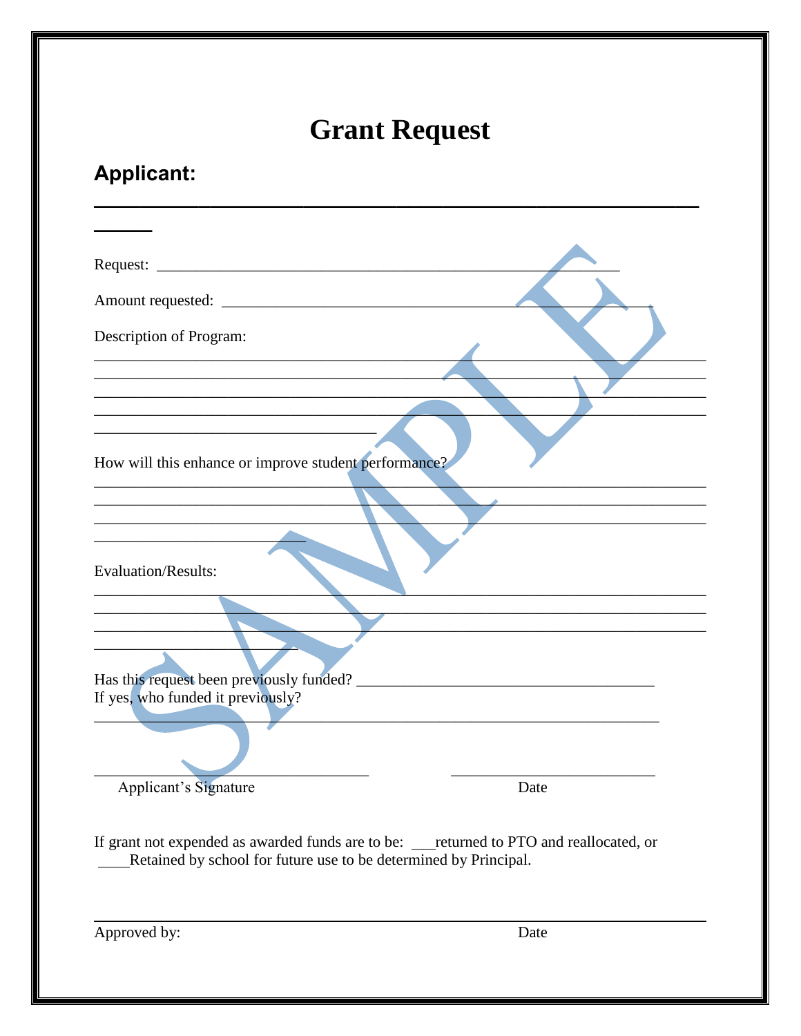# Grant Request

## Applicant:

______________________________________________________________

Request: ____________________________________________________________

Amount requested: ____________________________________________________

Description of Program:

________________________________________________________________________
________________________________________________________________________
________________________________________________________________________
________________________________________________________________________
____________________________________

How will this enhance or improve student performance?

________________________________________________________________________
________________________________________________________________________
________________________________________________________________________
___________________________

Evaluation/Results:

________________________________________________________________________
________________________________________________________________________
________________________________________________________________________
__________________________

Has this request been previously funded? ______________________________________
If yes, who funded it previously?

________________________________________________________________________

___________________________________ ___________________________
Applicant's Signature Date

If grant not expended as awarded funds are to be: ___returned to PTO and reallocated, or ____Retained by school for future use to be determined by Principal.

________________________________________________________________________
Approved by: Date

SAMPLE